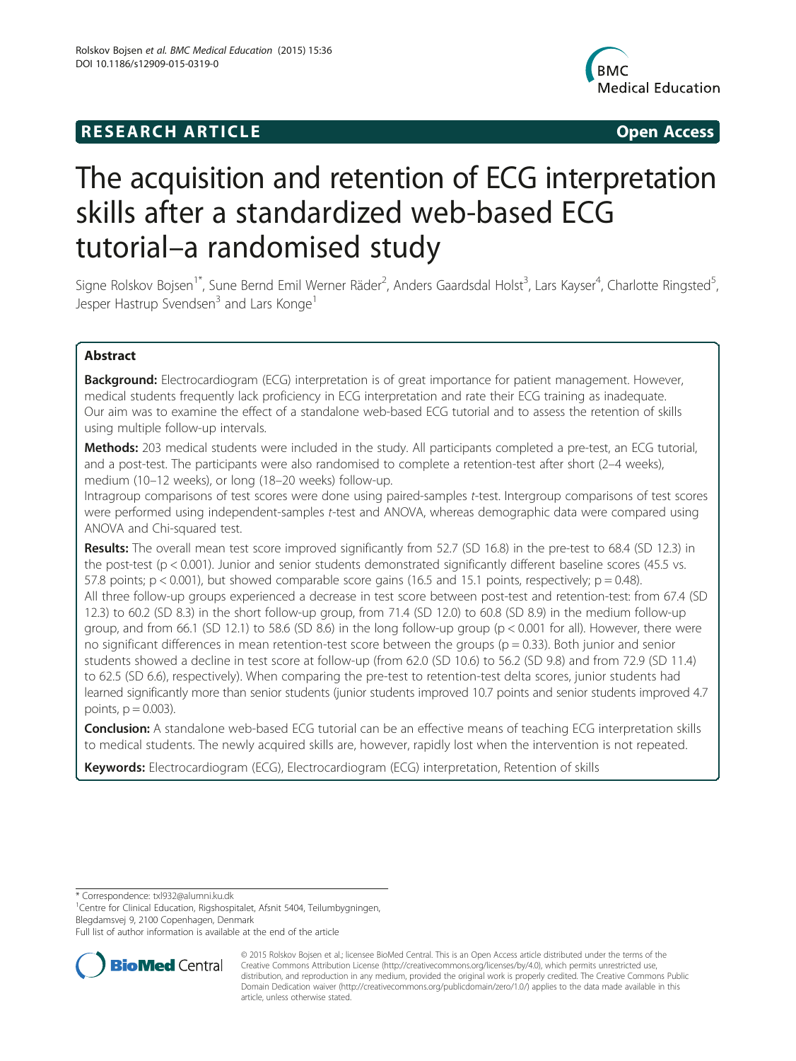RESEARCH ARTICLE **Open Access**

# The acquisition and retention of ECG interpretation skills after a standardized web-based ECG tutorial–a randomised study

Signe Rolskov Bojsen[1*], Sune Bernd Emil Werner Räder[2], Anders Gaardsdal Holst[3], Lars Kayser[4], Charlotte Ringsted[5], Jesper Hastrup Svendsen[3] and Lars Konge[1]

## Abstract

**Background:** Electrocardiogram (ECG) interpretation is of great importance for patient management. However, medical students frequently lack proficiency in ECG interpretation and rate their ECG training as inadequate. Our aim was to examine the effect of a standalone web-based ECG tutorial and to assess the retention of skills using multiple follow-up intervals.

**Methods:** 203 medical students were included in the study. All participants completed a pre-test, an ECG tutorial, and a post-test. The participants were also randomised to complete a retention-test after short (2–4 weeks), medium (10–12 weeks), or long (18–20 weeks) follow-up.

Intragroup comparisons of test scores were done using paired-samples *t*-test. Intergroup comparisons of test scores were performed using independent-samples *t*-test and ANOVA, whereas demographic data were compared using ANOVA and Chi-squared test.

**Results:** The overall mean test score improved significantly from 52.7 (SD 16.8) in the pre-test to 68.4 (SD 12.3) in the post-test ($p < 0.001$). Junior and senior students demonstrated significantly different baseline scores (45.5 vs. 57.8 points; $p < 0.001$), but showed comparable score gains (16.5 and 15.1 points, respectively; $p = 0.48$).

All three follow-up groups experienced a decrease in test score between post-test and retention-test: from 67.4 (SD 12.3) to 60.2 (SD 8.3) in the short follow-up group, from 71.4 (SD 12.0) to 60.8 (SD 8.9) in the medium follow-up group, and from 66.1 (SD 12.1) to 58.6 (SD 8.6) in the long follow-up group ($p < 0.001$ for all). However, there were no significant differences in mean retention-test score between the groups ($p = 0.33$). Both junior and senior students showed a decline in test score at follow-up (from 62.0 (SD 10.6) to 56.2 (SD 9.8) and from 72.9 (SD 11.4) to 62.5 (SD 6.6), respectively). When comparing the pre-test to retention-test delta scores, junior students had learned significantly more than senior students (junior students improved 10.7 points and senior students improved 4.7 points, $p = 0.003$).

**Conclusion:** A standalone web-based ECG tutorial can be an effective means of teaching ECG interpretation skills to medical students. The newly acquired skills are, however, rapidly lost when the intervention is not repeated.

**Keywords:** Electrocardiogram (ECG), Electrocardiogram (ECG) interpretation, Retention of skills

\* Correspondence: txl932@alumni.ku.dk

[1]Centre for Clinical Education, Rigshospitalet, Afsnit 5404, Teilumbygningen, Blegdamsvej 9, 2100 Copenhagen, Denmark

Full list of author information is available at the end of the article

© 2015 Rolskov Bojsen et al.; licensee BioMed Central. This is an Open Access article distributed under the terms of the Creative Commons Attribution License (http://creativecommons.org/licenses/by/4.0), which permits unrestricted use, distribution, and reproduction in any medium, provided the original work is properly credited. The Creative Commons Public Domain Dedication waiver (http://creativecommons.org/publicdomain/zero/1.0/) applies to the data made available in this article, unless otherwise stated.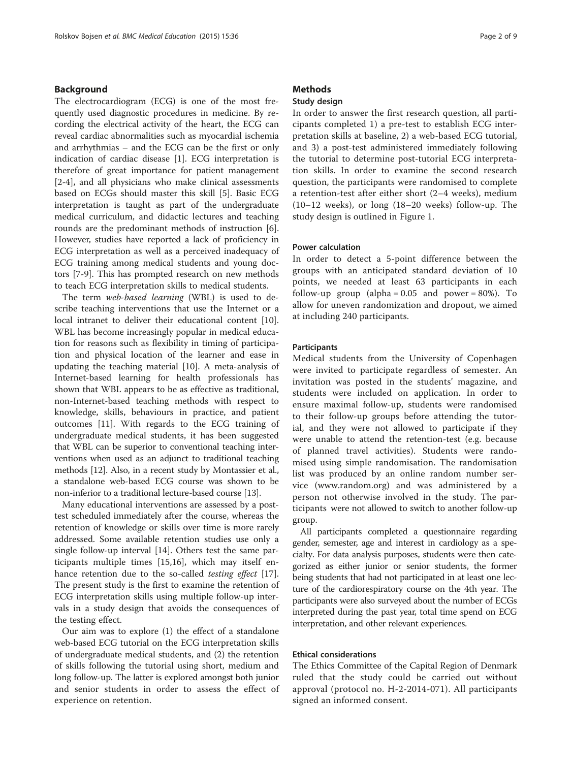## Background

The electrocardiogram (ECG) is one of the most frequently used diagnostic procedures in medicine. By recording the electrical activity of the heart, the ECG can reveal cardiac abnormalities such as myocardial ischemia and arrhythmias – and the ECG can be the first or only indication of cardiac disease [1]. ECG interpretation is therefore of great importance for patient management [2-4], and all physicians who make clinical assessments based on ECGs should master this skill [5]. Basic ECG interpretation is taught as part of the undergraduate medical curriculum, and didactic lectures and teaching rounds are the predominant methods of instruction [6]. However, studies have reported a lack of proficiency in ECG interpretation as well as a perceived inadequacy of ECG training among medical students and young doctors [7-9]. This has prompted research on new methods to teach ECG interpretation skills to medical students.

The term *web-based learning* (WBL) is used to describe teaching interventions that use the Internet or a local intranet to deliver their educational content [10]. WBL has become increasingly popular in medical education for reasons such as flexibility in timing of participation and physical location of the learner and ease in updating the teaching material [10]. A meta-analysis of Internet-based learning for health professionals has shown that WBL appears to be as effective as traditional, non-Internet-based teaching methods with respect to knowledge, skills, behaviours in practice, and patient outcomes [11]. With regards to the ECG training of undergraduate medical students, it has been suggested that WBL can be superior to conventional teaching interventions when used as an adjunct to traditional teaching methods [12]. Also, in a recent study by Montassier et al., a standalone web-based ECG course was shown to be non-inferior to a traditional lecture-based course [13].

Many educational interventions are assessed by a post-test scheduled immediately after the course, whereas the retention of knowledge or skills over time is more rarely addressed. Some available retention studies use only a single follow-up interval [14]. Others test the same participants multiple times [15,16], which may itself enhance retention due to the so-called *testing effect* [17]. The present study is the first to examine the retention of ECG interpretation skills using multiple follow-up intervals in a study design that avoids the consequences of the testing effect.

Our aim was to explore (1) the effect of a standalone web-based ECG tutorial on the ECG interpretation skills of undergraduate medical students, and (2) the retention of skills following the tutorial using short, medium and long follow-up. The latter is explored amongst both junior and senior students in order to assess the effect of experience on retention.

## Methods

### Study design

In order to answer the first research question, all participants completed 1) a pre-test to establish ECG interpretation skills at baseline, 2) a web-based ECG tutorial, and 3) a post-test administered immediately following the tutorial to determine post-tutorial ECG interpretation skills. In order to examine the second research question, the participants were randomised to complete a retention-test after either short (2–4 weeks), medium (10–12 weeks), or long (18–20 weeks) follow-up. The study design is outlined in Figure 1.

#### Power calculation

In order to detect a 5-point difference between the groups with an anticipated standard deviation of 10 points, we needed at least 63 participants in each follow-up group (alpha = 0.05 and power = 80%). To allow for uneven randomization and dropout, we aimed at including 240 participants.

#### Participants

Medical students from the University of Copenhagen were invited to participate regardless of semester. An invitation was posted in the students' magazine, and students were included on application. In order to ensure maximal follow-up, students were randomised to their follow-up groups before attending the tutorial, and they were not allowed to participate if they were unable to attend the retention-test (e.g. because of planned travel activities). Students were randomised using simple randomisation. The randomisation list was produced by an online random number service (www.random.org) and was administered by a person not otherwise involved in the study. The participants were not allowed to switch to another follow-up group.

All participants completed a questionnaire regarding gender, semester, age and interest in cardiology as a specialty. For data analysis purposes, students were then categorized as either junior or senior students, the former being students that had not participated in at least one lecture of the cardiorespiratory course on the 4th year. The participants were also surveyed about the number of ECGs interpreted during the past year, total time spend on ECG interpretation, and other relevant experiences.

#### Ethical considerations

The Ethics Committee of the Capital Region of Denmark ruled that the study could be carried out without approval (protocol no. H-2-2014-071). All participants signed an informed consent.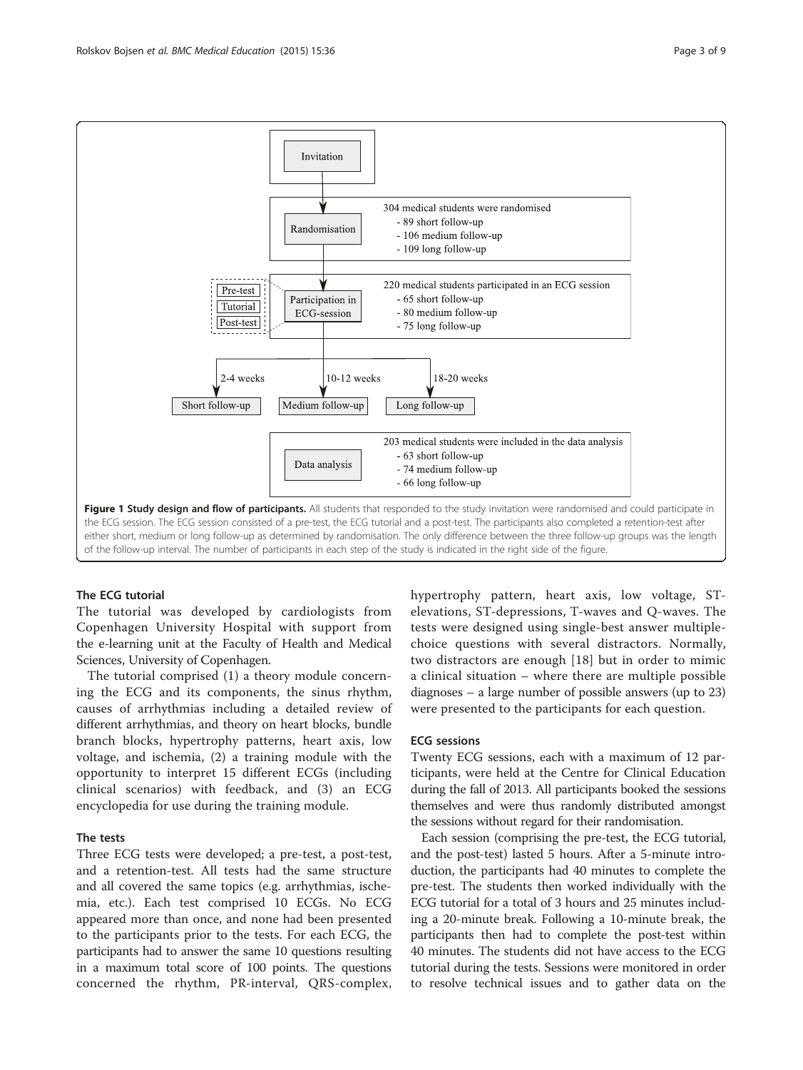Invitation

Randomisation

304 medical students were randomised
- 89 short follow-up
- 106 medium follow-up
- 109 long follow-up

Pre-test
Tutorial
Post-test

Participation in ECG-session

220 medical students participated in an ECG session
- 65 short follow-up
- 80 medium follow-up
- 75 long follow-up

2-4 weeks — Short follow-up

10-12 weeks — Medium follow-up

18-20 weeks — Long follow-up

Data analysis

203 medical students were included in the data analysis
- 63 short follow-up
- 74 medium follow-up
- 66 long follow-up

**Figure 1 Study design and flow of participants.** All students that responded to the study invitation were randomised and could participate in the ECG session. The ECG session consisted of a pre-test, the ECG tutorial and a post-test. The participants also completed a retention-test after either short, medium or long follow-up as determined by randomisation. The only difference between the three follow-up groups was the length of the follow-up interval. The number of participants in each step of the study is indicated in the right side of the figure.

### The ECG tutorial

The tutorial was developed by cardiologists from Copenhagen University Hospital with support from the e-learning unit at the Faculty of Health and Medical Sciences, University of Copenhagen.

The tutorial comprised (1) a theory module concerning the ECG and its components, the sinus rhythm, causes of arrhythmias including a detailed review of different arrhythmias, and theory on heart blocks, bundle branch blocks, hypertrophy patterns, heart axis, low voltage, and ischemia, (2) a training module with the opportunity to interpret 15 different ECGs (including clinical scenarios) with feedback, and (3) an ECG encyclopedia for use during the training module.

### The tests

Three ECG tests were developed; a pre-test, a post-test, and a retention-test. All tests had the same structure and all covered the same topics (e.g. arrhythmias, ischemia, etc.). Each test comprised 10 ECGs. No ECG appeared more than once, and none had been presented to the participants prior to the tests. For each ECG, the participants had to answer the same 10 questions resulting in a maximum total score of 100 points. The questions concerned the rhythm, PR-interval, QRS-complex, hypertrophy pattern, heart axis, low voltage, ST-elevations, ST-depressions, T-waves and Q-waves. The tests were designed using single-best answer multiple-choice questions with several distractors. Normally, two distractors are enough [18] but in order to mimic a clinical situation – where there are multiple possible diagnoses – a large number of possible answers (up to 23) were presented to the participants for each question.

### ECG sessions

Twenty ECG sessions, each with a maximum of 12 participants, were held at the Centre for Clinical Education during the fall of 2013. All participants booked the sessions themselves and were thus randomly distributed amongst the sessions without regard for their randomisation.

Each session (comprising the pre-test, the ECG tutorial, and the post-test) lasted 5 hours. After a 5-minute introduction, the participants had 40 minutes to complete the pre-test. The students then worked individually with the ECG tutorial for a total of 3 hours and 25 minutes including a 20-minute break. Following a 10-minute break, the participants then had to complete the post-test within 40 minutes. The students did not have access to the ECG tutorial during the tests. Sessions were monitored in order to resolve technical issues and to gather data on the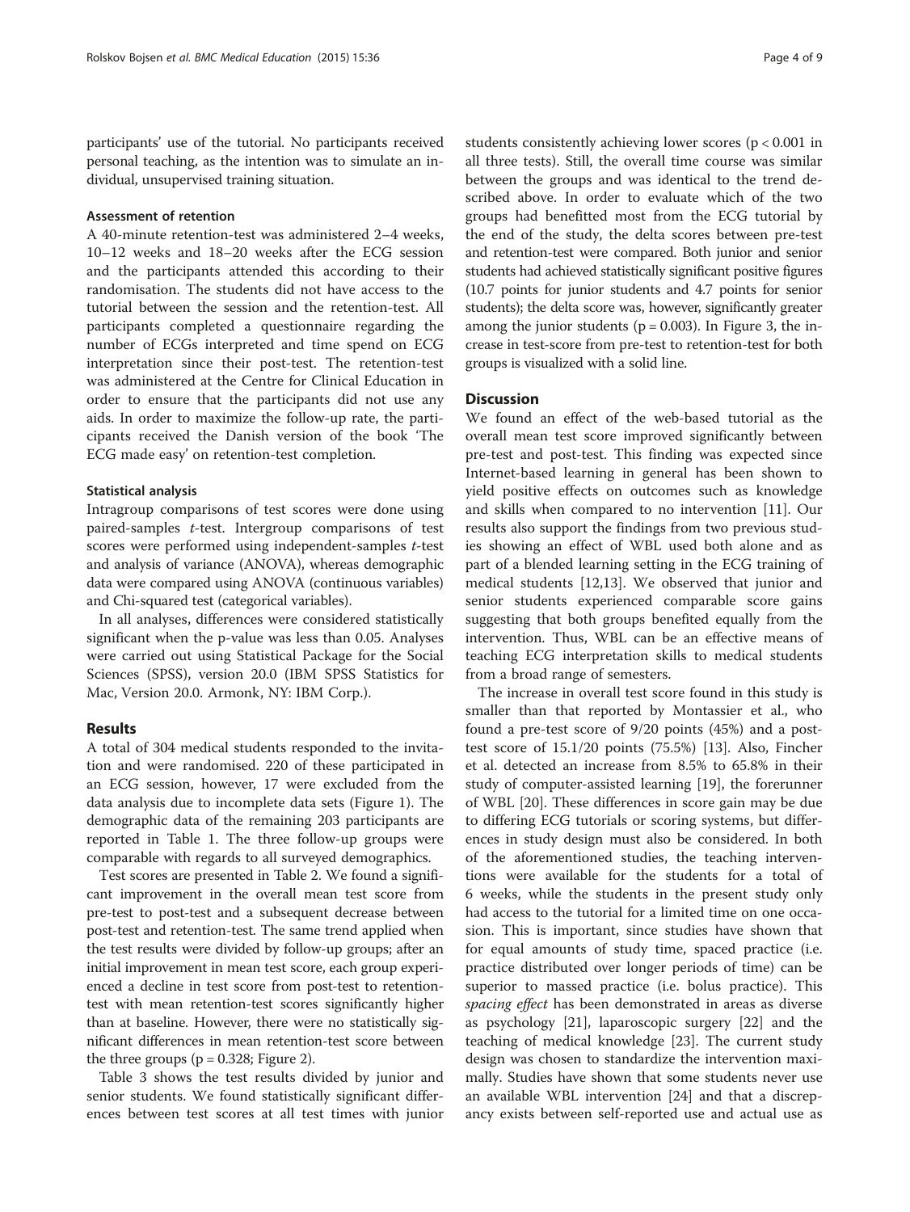participants' use of the tutorial. No participants received personal teaching, as the intention was to simulate an individual, unsupervised training situation.

#### Assessment of retention

A 40-minute retention-test was administered 2–4 weeks, 10–12 weeks and 18–20 weeks after the ECG session and the participants attended this according to their randomisation. The students did not have access to the tutorial between the session and the retention-test. All participants completed a questionnaire regarding the number of ECGs interpreted and time spend on ECG interpretation since their post-test. The retention-test was administered at the Centre for Clinical Education in order to ensure that the participants did not use any aids. In order to maximize the follow-up rate, the participants received the Danish version of the book 'The ECG made easy' on retention-test completion.

#### Statistical analysis

Intragroup comparisons of test scores were done using paired-samples *t*-test. Intergroup comparisons of test scores were performed using independent-samples *t*-test and analysis of variance (ANOVA), whereas demographic data were compared using ANOVA (continuous variables) and Chi-squared test (categorical variables).

In all analyses, differences were considered statistically significant when the p-value was less than 0.05. Analyses were carried out using Statistical Package for the Social Sciences (SPSS), version 20.0 (IBM SPSS Statistics for Mac, Version 20.0. Armonk, NY: IBM Corp.).

## Results

A total of 304 medical students responded to the invitation and were randomised. 220 of these participated in an ECG session, however, 17 were excluded from the data analysis due to incomplete data sets (Figure 1). The demographic data of the remaining 203 participants are reported in Table 1. The three follow-up groups were comparable with regards to all surveyed demographics.

Test scores are presented in Table 2. We found a significant improvement in the overall mean test score from pre-test to post-test and a subsequent decrease between post-test and retention-test. The same trend applied when the test results were divided by follow-up groups; after an initial improvement in mean test score, each group experienced a decline in test score from post-test to retention-test with mean retention-test scores significantly higher than at baseline. However, there were no statistically significant differences in mean retention-test score between the three groups ($p = 0.328$; Figure 2).

Table 3 shows the test results divided by junior and senior students. We found statistically significant differences between test scores at all test times with junior students consistently achieving lower scores ($p < 0.001$ in all three tests). Still, the overall time course was similar between the groups and was identical to the trend described above. In order to evaluate which of the two groups had benefitted most from the ECG tutorial by the end of the study, the delta scores between pre-test and retention-test were compared. Both junior and senior students had achieved statistically significant positive figures (10.7 points for junior students and 4.7 points for senior students); the delta score was, however, significantly greater among the junior students ($p = 0.003$). In Figure 3, the increase in test-score from pre-test to retention-test for both groups is visualized with a solid line.

## Discussion

We found an effect of the web-based tutorial as the overall mean test score improved significantly between pre-test and post-test. This finding was expected since Internet-based learning in general has been shown to yield positive effects on outcomes such as knowledge and skills when compared to no intervention [11]. Our results also support the findings from two previous studies showing an effect of WBL used both alone and as part of a blended learning setting in the ECG training of medical students [12,13]. We observed that junior and senior students experienced comparable score gains suggesting that both groups benefited equally from the intervention. Thus, WBL can be an effective means of teaching ECG interpretation skills to medical students from a broad range of semesters.

The increase in overall test score found in this study is smaller than that reported by Montassier et al., who found a pre-test score of 9/20 points (45%) and a post-test score of 15.1/20 points (75.5%) [13]. Also, Fincher et al. detected an increase from 8.5% to 65.8% in their study of computer-assisted learning [19], the forerunner of WBL [20]. These differences in score gain may be due to differing ECG tutorials or scoring systems, but differences in study design must also be considered. In both of the aforementioned studies, the teaching interventions were available for the students for a total of 6 weeks, while the students in the present study only had access to the tutorial for a limited time on one occasion. This is important, since studies have shown that for equal amounts of study time, spaced practice (i.e. practice distributed over longer periods of time) can be superior to massed practice (i.e. bolus practice). This *spacing effect* has been demonstrated in areas as diverse as psychology [21], laparoscopic surgery [22] and the teaching of medical knowledge [23]. The current study design was chosen to standardize the intervention maximally. Studies have shown that some students never use an available WBL intervention [24] and that a discrepancy exists between self-reported use and actual use as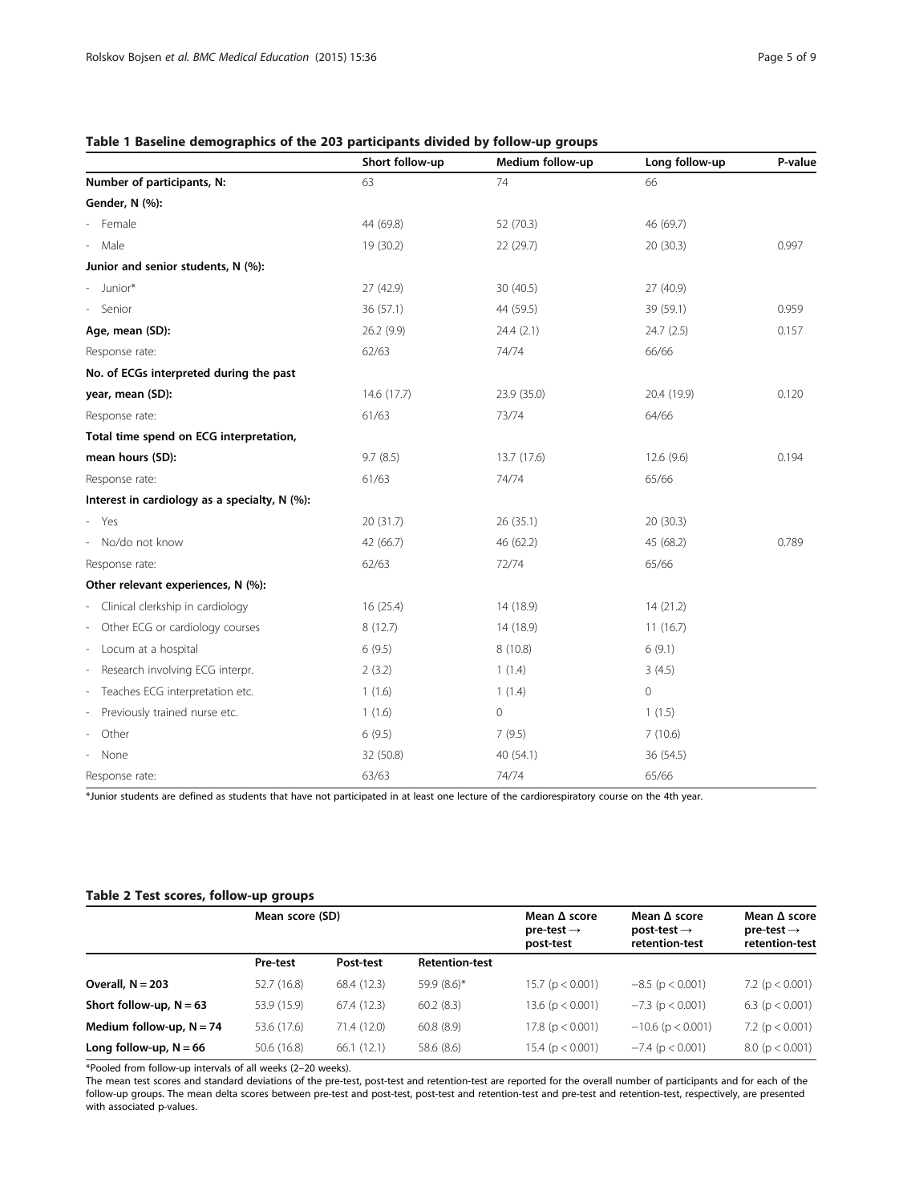**Table 1 Baseline demographics of the 203 participants divided by follow-up groups**

| | Short follow-up | Medium follow-up | Long follow-up | P-value |
|---|---|---|---|---|
| **Number of participants, N:** | 63 | 74 | 66 | |
| **Gender, N (%):** | | | | |
| - Female | 44 (69.8) | 52 (70.3) | 46 (69.7) | |
| - Male | 19 (30.2) | 22 (29.7) | 20 (30.3) | 0.997 |
| **Junior and senior students, N (%):** | | | | |
| - Junior* | 27 (42.9) | 30 (40.5) | 27 (40.9) | |
| - Senior | 36 (57.1) | 44 (59.5) | 39 (59.1) | 0.959 |
| **Age, mean (SD):** | 26.2 (9.9) | 24.4 (2.1) | 24.7 (2.5) | 0.157 |
| Response rate: | 62/63 | 74/74 | 66/66 | |
| **No. of ECGs interpreted during the past year, mean (SD):** | 14.6 (17.7) | 23.9 (35.0) | 20.4 (19.9) | 0.120 |
| Response rate: | 61/63 | 73/74 | 64/66 | |
| **Total time spend on ECG interpretation, mean hours (SD):** | 9.7 (8.5) | 13.7 (17.6) | 12.6 (9.6) | 0.194 |
| Response rate: | 61/63 | 74/74 | 65/66 | |
| **Interest in cardiology as a specialty, N (%):** | | | | |
| - Yes | 20 (31.7) | 26 (35.1) | 20 (30.3) | |
| - No/do not know | 42 (66.7) | 46 (62.2) | 45 (68.2) | 0.789 |
| Response rate: | 62/63 | 72/74 | 65/66 | |
| **Other relevant experiences, N (%):** | | | | |
| - Clinical clerkship in cardiology | 16 (25.4) | 14 (18.9) | 14 (21.2) | |
| - Other ECG or cardiology courses | 8 (12.7) | 14 (18.9) | 11 (16.7) | |
| - Locum at a hospital | 6 (9.5) | 8 (10.8) | 6 (9.1) | |
| - Research involving ECG interpr. | 2 (3.2) | 1 (1.4) | 3 (4.5) | |
| - Teaches ECG interpretation etc. | 1 (1.6) | 1 (1.4) | 0 | |
| - Previously trained nurse etc. | 1 (1.6) | 0 | 1 (1.5) | |
| - Other | 6 (9.5) | 7 (9.5) | 7 (10.6) | |
| - None | 32 (50.8) | 40 (54.1) | 36 (54.5) | |
| Response rate: | 63/63 | 74/74 | 65/66 | |

*Junior students are defined as students that have not participated in at least one lecture of the cardiorespiratory course on the 4th year.

**Table 2 Test scores, follow-up groups**

| | Mean score (SD) | | | Mean Δ score pre-test → post-test | Mean Δ score post-test → retention-test | Mean Δ score pre-test → retention-test |
|---|---|---|---|---|---|---|
| | Pre-test | Post-test | Retention-test | | | |
| **Overall, N = 203** | 52.7 (16.8) | 68.4 (12.3) | 59.9 (8.6)* | 15.7 ($p < 0.001$) | −8.5 ($p < 0.001$) | 7.2 ($p < 0.001$) |
| **Short follow-up, N = 63** | 53.9 (15.9) | 67.4 (12.3) | 60.2 (8.3) | 13.6 ($p < 0.001$) | −7.3 ($p < 0.001$) | 6.3 ($p < 0.001$) |
| **Medium follow-up, N = 74** | 53.6 (17.6) | 71.4 (12.0) | 60.8 (8.9) | 17.8 ($p < 0.001$) | −10.6 ($p < 0.001$) | 7.2 ($p < 0.001$) |
| **Long follow-up, N = 66** | 50.6 (16.8) | 66.1 (12.1) | 58.6 (8.6) | 15.4 ($p < 0.001$) | −7.4 ($p < 0.001$) | 8.0 ($p < 0.001$) |

*Pooled from follow-up intervals of all weeks (2–20 weeks).

The mean test scores and standard deviations of the pre-test, post-test and retention-test are reported for the overall number of participants and for each of the follow-up groups. The mean delta scores between pre-test and post-test, post-test and retention-test and pre-test and retention-test, respectively, are presented with associated p-values.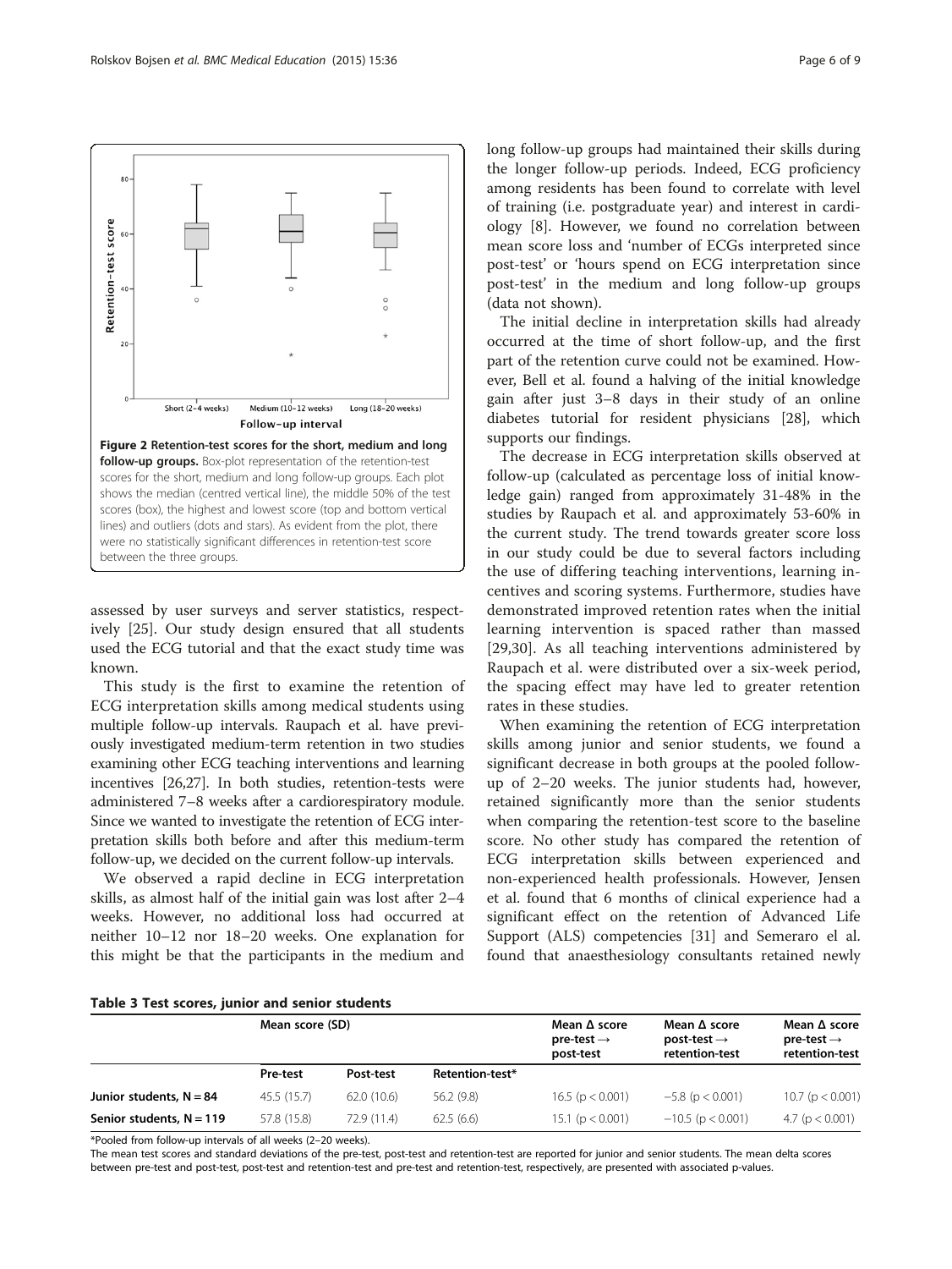**Figure 2 Retention-test scores for the short, medium and long follow-up groups.** Box-plot representation of the retention-test scores for the short, medium and long follow-up groups. Each plot shows the median (centred vertical line), the middle 50% of the test scores (box), the highest and lowest score (top and bottom vertical lines) and outliers (dots and stars). As evident from the plot, there were no statistically significant differences in retention-test score between the three groups.

assessed by user surveys and server statistics, respectively [25]. Our study design ensured that all students used the ECG tutorial and that the exact study time was known.

This study is the first to examine the retention of ECG interpretation skills among medical students using multiple follow-up intervals. Raupach et al. have previously investigated medium-term retention in two studies examining other ECG teaching interventions and learning incentives [26,27]. In both studies, retention-tests were administered 7–8 weeks after a cardiorespiratory module. Since we wanted to investigate the retention of ECG interpretation skills both before and after this medium-term follow-up, we decided on the current follow-up intervals.

We observed a rapid decline in ECG interpretation skills, as almost half of the initial gain was lost after 2–4 weeks. However, no additional loss had occurred at neither 10–12 nor 18–20 weeks. One explanation for this might be that the participants in the medium and long follow-up groups had maintained their skills during the longer follow-up periods. Indeed, ECG proficiency among residents has been found to correlate with level of training (i.e. postgraduate year) and interest in cardiology [8]. However, we found no correlation between mean score loss and 'number of ECGs interpreted since post-test' or 'hours spend on ECG interpretation since post-test' in the medium and long follow-up groups (data not shown).

The initial decline in interpretation skills had already occurred at the time of short follow-up, and the first part of the retention curve could not be examined. However, Bell et al. found a halving of the initial knowledge gain after just 3–8 days in their study of an online diabetes tutorial for resident physicians [28], which supports our findings.

The decrease in ECG interpretation skills observed at follow-up (calculated as percentage loss of initial knowledge gain) ranged from approximately 31-48% in the studies by Raupach et al. and approximately 53-60% in the current study. The trend towards greater score loss in our study could be due to several factors including the use of differing teaching interventions, learning incentives and scoring systems. Furthermore, studies have demonstrated improved retention rates when the initial learning intervention is spaced rather than massed [29,30]. As all teaching interventions administered by Raupach et al. were distributed over a six-week period, the spacing effect may have led to greater retention rates in these studies.

When examining the retention of ECG interpretation skills among junior and senior students, we found a significant decrease in both groups at the pooled follow-up of 2–20 weeks. The junior students had, however, retained significantly more than the senior students when comparing the retention-test score to the baseline score. No other study has compared the retention of ECG interpretation skills between experienced and non-experienced health professionals. However, Jensen et al. found that 6 months of clinical experience had a significant effect on the retention of Advanced Life Support (ALS) competencies [31] and Semeraro el al. found that anaesthesiology consultants retained newly

**Table 3 Test scores, junior and senior students**

| | Mean score (SD) | | | Mean Δ score pre-test → post-test | Mean Δ score post-test → retention-test | Mean Δ score pre-test → retention-test |
|---|---|---|---|---|---|---|
| | Pre-test | Post-test | Retention-test* | | | |
| **Junior students, N = 84** | 45.5 (15.7) | 62.0 (10.6) | 56.2 (9.8) | 16.5 ($p < 0.001$) | −5.8 ($p < 0.001$) | 10.7 ($p < 0.001$) |
| **Senior students, N = 119** | 57.8 (15.8) | 72.9 (11.4) | 62.5 (6.6) | 15.1 ($p < 0.001$) | −10.5 ($p < 0.001$) | 4.7 ($p < 0.001$) |

*Pooled from follow-up intervals of all weeks (2–20 weeks).

The mean test scores and standard deviations of the pre-test, post-test and retention-test are reported for junior and senior students. The mean delta scores between pre-test and post-test, post-test and retention-test and pre-test and retention-test, respectively, are presented with associated p-values.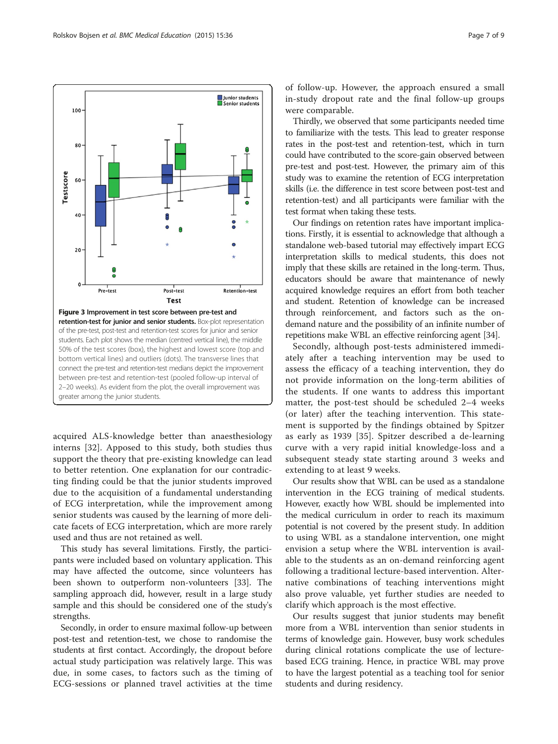Junior students
Senior students

100
80
60
40
20
0

Testscore

Pre-test
Post-test
Retention-test

Test

**Figure 3** Improvement in test score between pre-test and retention-test for junior and senior students. Box-plot representation of the pre-test, post-test and retention-test scores for junior and senior students. Each plot shows the median (centred vertical line), the middle 50% of the test scores (box), the highest and lowest score (top and bottom vertical lines) and outliers (dots). The transverse lines that connect the pre-test and retention-test medians depict the improvement between pre-test and retention-test (pooled follow-up interval of 2–20 weeks). As evident from the plot, the overall improvement was greater among the junior students.

acquired ALS-knowledge better than anaesthesiology interns [32]. Apposed to this study, both studies thus support the theory that pre-existing knowledge can lead to better retention. One explanation for our contradicting finding could be that the junior students improved due to the acquisition of a fundamental understanding of ECG interpretation, while the improvement among senior students was caused by the learning of more delicate facets of ECG interpretation, which are more rarely used and thus are not retained as well.

This study has several limitations. Firstly, the participants were included based on voluntary application. This may have affected the outcome, since volunteers has been shown to outperform non-volunteers [33]. The sampling approach did, however, result in a large study sample and this should be considered one of the study's strengths.

Secondly, in order to ensure maximal follow-up between post-test and retention-test, we chose to randomise the students at first contact. Accordingly, the dropout before actual study participation was relatively large. This was due, in some cases, to factors such as the timing of ECG-sessions or planned travel activities at the time of follow-up. However, the approach ensured a small in-study dropout rate and the final follow-up groups were comparable.

Thirdly, we observed that some participants needed time to familiarize with the tests. This lead to greater response rates in the post-test and retention-test, which in turn could have contributed to the score-gain observed between pre-test and post-test. However, the primary aim of this study was to examine the retention of ECG interpretation skills (i.e. the difference in test score between post-test and retention-test) and all participants were familiar with the test format when taking these tests.

Our findings on retention rates have important implications. Firstly, it is essential to acknowledge that although a standalone web-based tutorial may effectively impart ECG interpretation skills to medical students, this does not imply that these skills are retained in the long-term. Thus, educators should be aware that maintenance of newly acquired knowledge requires an effort from both teacher and student. Retention of knowledge can be increased through reinforcement, and factors such as the on-demand nature and the possibility of an infinite number of repetitions make WBL an effective reinforcing agent [34].

Secondly, although post-tests administered immediately after a teaching intervention may be used to assess the efficacy of a teaching intervention, they do not provide information on the long-term abilities of the students. If one wants to address this important matter, the post-test should be scheduled 2–4 weeks (or later) after the teaching intervention. This statement is supported by the findings obtained by Spitzer as early as 1939 [35]. Spitzer described a de-learning curve with a very rapid initial knowledge-loss and a subsequent steady state starting around 3 weeks and extending to at least 9 weeks.

Our results show that WBL can be used as a standalone intervention in the ECG training of medical students. However, exactly how WBL should be implemented into the medical curriculum in order to reach its maximum potential is not covered by the present study. In addition to using WBL as a standalone intervention, one might envision a setup where the WBL intervention is available to the students as an on-demand reinforcing agent following a traditional lecture-based intervention. Alternative combinations of teaching interventions might also prove valuable, yet further studies are needed to clarify which approach is the most effective.

Our results suggest that junior students may benefit more from a WBL intervention than senior students in terms of knowledge gain. However, busy work schedules during clinical rotations complicate the use of lecture-based ECG training. Hence, in practice WBL may prove to have the largest potential as a teaching tool for senior students and during residency.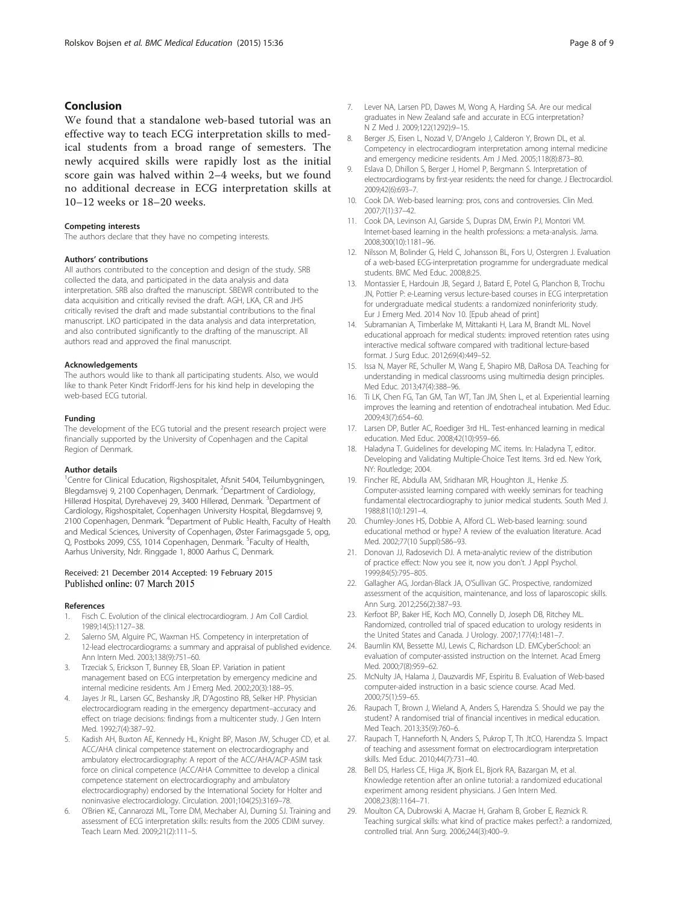## Conclusion

We found that a standalone web-based tutorial was an effective way to teach ECG interpretation skills to medical students from a broad range of semesters. The newly acquired skills were rapidly lost as the initial score gain was halved within 2–4 weeks, but we found no additional decrease in ECG interpretation skills at 10–12 weeks or 18–20 weeks.

#### Competing interests

The authors declare that they have no competing interests.

#### Authors' contributions

All authors contributed to the conception and design of the study. SRB collected the data, and participated in the data analysis and data interpretation. SRB also drafted the manuscript. SBEWR contributed to the data acquisition and critically revised the draft. AGH, LKA, CR and JHS critically revised the draft and made substantial contributions to the final manuscript. LKO participated in the data analysis and data interpretation, and also contributed significantly to the drafting of the manuscript. All authors read and approved the final manuscript.

#### Acknowledgements

The authors would like to thank all participating students. Also, we would like to thank Peter Kindt Fridorff-Jens for his kind help in developing the web-based ECG tutorial.

#### Funding

The development of the ECG tutorial and the present research project were financially supported by the University of Copenhagen and the Capital Region of Denmark.

#### Author details

[1]Centre for Clinical Education, Rigshospitalet, Afsnit 5404, Teilumbygningen, Blegdamsvej 9, 2100 Copenhagen, Denmark. [2]Department of Cardiology, Hillerød Hospital, Dyrehavevej 29, 3400 Hillerød, Denmark. [3]Department of Cardiology, Rigshospitalet, Copenhagen University Hospital, Blegdamsvej 9, 2100 Copenhagen, Denmark. [4]Department of Public Health, Faculty of Health and Medical Sciences, University of Copenhagen, Øster Farimagsgade 5, opg, Q, Postboks 2099, CSS, 1014 Copenhagen, Denmark. [5]Faculty of Health, Aarhus University, Ndr. Ringgade 1, 8000 Aarhus C, Denmark.

Received: 21 December 2014 Accepted: 19 February 2015
Published online: 07 March 2015

#### References

1. Fisch C. Evolution of the clinical electrocardiogram. J Am Coll Cardiol. 1989;14(5):1127–38.
2. Salerno SM, Alguire PC, Waxman HS. Competency in interpretation of 12-lead electrocardiograms: a summary and appraisal of published evidence. Ann Intern Med. 2003;138(9):751–60.
3. Trzeciak S, Erickson T, Bunney EB, Sloan EP. Variation in patient management based on ECG interpretation by emergency medicine and internal medicine residents. Am J Emerg Med. 2002;20(3):188–95.
4. Jayes Jr RL, Larsen GC, Beshansky JR, D'Agostino RB, Selker HP. Physician electrocardiogram reading in the emergency department–accuracy and effect on triage decisions: findings from a multicenter study. J Gen Intern Med. 1992;7(4):387–92.
5. Kadish AH, Buxton AE, Kennedy HL, Knight BP, Mason JW, Schuger CD, et al. ACC/AHA clinical competence statement on electrocardiography and ambulatory electrocardiography: A report of the ACC/AHA/ACP-ASIM task force on clinical competence (ACC/AHA Committee to develop a clinical competence statement on electrocardiography and ambulatory electrocardiography) endorsed by the International Society for Holter and noninvasive electrocardiology. Circulation. 2001;104(25):3169–78.
6. O'Brien KE, Cannarozzi ML, Torre DM, Mechaber AJ, Durning SJ. Training and assessment of ECG interpretation skills: results from the 2005 CDIM survey. Teach Learn Med. 2009;21(2):111–5.
7. Lever NA, Larsen PD, Dawes M, Wong A, Harding SA. Are our medical graduates in New Zealand safe and accurate in ECG interpretation? N Z Med J. 2009;122(1292):9–15.
8. Berger JS, Eisen L, Nozad V, D'Angelo J, Calderon Y, Brown DL, et al. Competency in electrocardiogram interpretation among internal medicine and emergency medicine residents. Am J Med. 2005;118(8):873–80.
9. Eslava D, Dhillon S, Berger J, Homel P, Bergmann S. Interpretation of electrocardiograms by first-year residents: the need for change. J Electrocardiol. 2009;42(6):693–7.
10. Cook DA. Web-based learning: pros, cons and controversies. Clin Med. 2007;7(1):37–42.
11. Cook DA, Levinson AJ, Garside S, Dupras DM, Erwin PJ, Montori VM. Internet-based learning in the health professions: a meta-analysis. Jama. 2008;300(10):1181–96.
12. Nilsson M, Bolinder G, Held C, Johansson BL, Fors U, Ostergren J. Evaluation of a web-based ECG-interpretation programme for undergraduate medical students. BMC Med Educ. 2008;8:25.
13. Montassier E, Hardouin JB, Segard J, Batard E, Potel G, Planchon B, Trochu JN, Pottier P: e-Learning versus lecture-based courses in ECG interpretation for undergraduate medical students: a randomized noninferiority study. Eur J Emerg Med. 2014 Nov 10. [Epub ahead of print]
14. Subramanian A, Timberlake M, Mittakanti H, Lara M, Brandt ML. Novel educational approach for medical students: improved retention rates using interactive medical software compared with traditional lecture-based format. J Surg Educ. 2012;69(4):449–52.
15. Issa N, Mayer RE, Schuller M, Wang E, Shapiro MB, DaRosa DA. Teaching for understanding in medical classrooms using multimedia design principles. Med Educ. 2013;47(4):388–96.
16. Ti LK, Chen FG, Tan GM, Tan WT, Tan JM, Shen L, et al. Experiential learning improves the learning and retention of endotracheal intubation. Med Educ. 2009;43(7):654–60.
17. Larsen DP, Butler AC, Roediger 3rd HL. Test-enhanced learning in medical education. Med Educ. 2008;42(10):959–66.
18. Haladyna T. Guidelines for developing MC items. In: Haladyna T, editor. Developing and Validating Multiple-Choice Test Items. 3rd ed. New York, NY: Routledge; 2004.
19. Fincher RE, Abdulla AM, Sridharan MR, Houghton JL, Henke JS. Computer-assisted learning compared with weekly seminars for teaching fundamental electrocardiography to junior medical students. South Med J. 1988;81(10):1291–4.
20. Chumley-Jones HS, Dobbie A, Alford CL. Web-based learning: sound educational method or hype? A review of the evaluation literature. Acad Med. 2002;77(10 Suppl):S86–93.
21. Donovan JJ, Radosevich DJ. A meta-analytic review of the distribution of practice effect: Now you see it, now you don't. J Appl Psychol. 1999;84(5):795–805.
22. Gallagher AG, Jordan-Black JA, O'Sullivan GC. Prospective, randomized assessment of the acquisition, maintenance, and loss of laparoscopic skills. Ann Surg. 2012;256(2):387–93.
23. Kerfoot BP, Baker HE, Koch MO, Connelly D, Joseph DB, Ritchey ML. Randomized, controlled trial of spaced education to urology residents in the United States and Canada. J Urology. 2007;177(4):1481–7.
24. Baumlin KM, Bessette MJ, Lewis C, Richardson LD. EMCyberSchool: an evaluation of computer-assisted instruction on the Internet. Acad Emerg Med. 2000;7(8):959–62.
25. McNulty JA, Halama J, Dauzvardis MF, Espiritu B. Evaluation of Web-based computer-aided instruction in a basic science course. Acad Med. 2000;75(1):59–65.
26. Raupach T, Brown J, Wieland A, Anders S, Harendza S. Should we pay the student? A randomised trial of financial incentives in medical education. Med Teach. 2013;35(9):760–6.
27. Raupach T, Hanneforth N, Anders S, Pukrop T, Th JtCO, Harendza S. Impact of teaching and assessment format on electrocardiogram interpretation skills. Med Educ. 2010;44(7):731–40.
28. Bell DS, Harless CE, Higa JK, Bjork EL, Bjork RA, Bazargan M, et al. Knowledge retention after an online tutorial: a randomized educational experiment among resident physicians. J Gen Intern Med. 2008;23(8):1164–71.
29. Moulton CA, Dubrowski A, Macrae H, Graham B, Grober E, Reznick R. Teaching surgical skills: what kind of practice makes perfect?: a randomized, controlled trial. Ann Surg. 2006;244(3):400–9.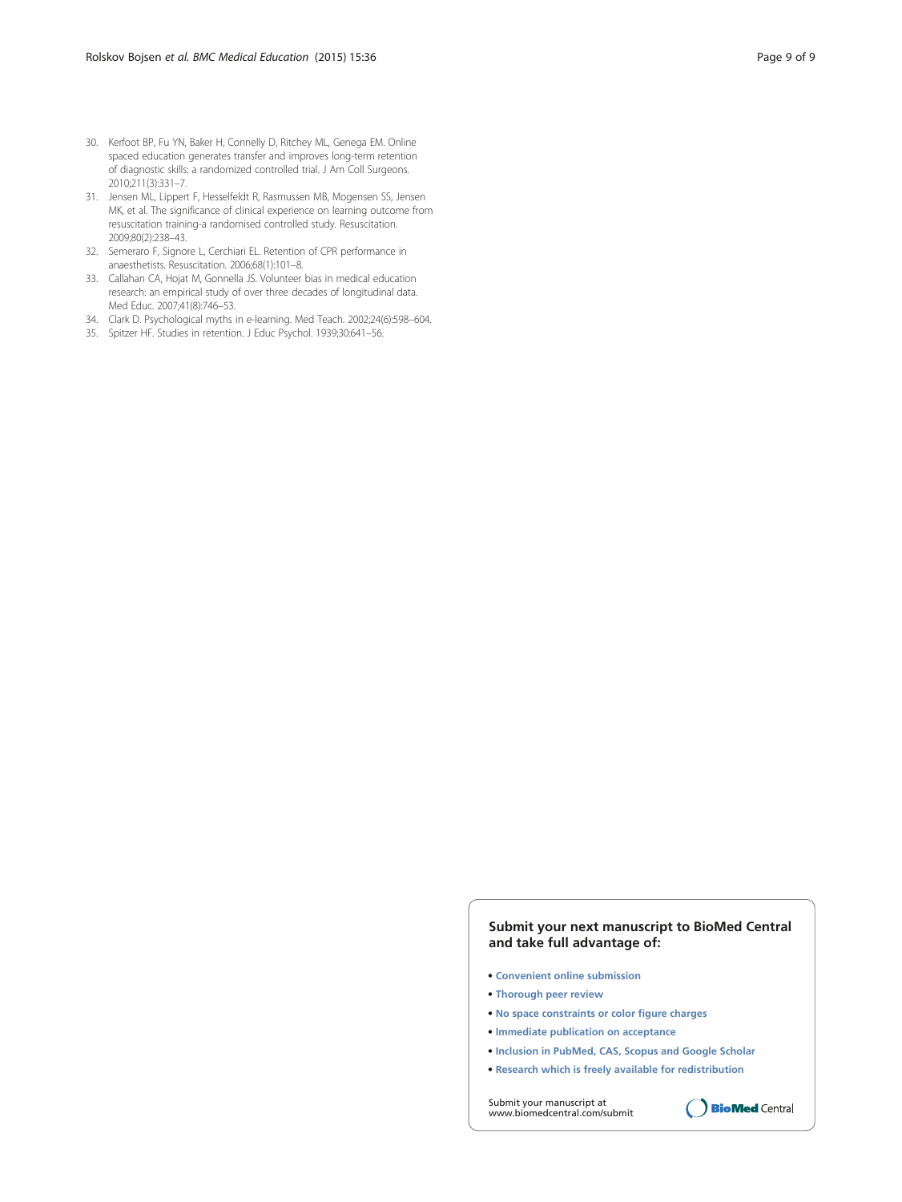30. Kerfoot BP, Fu YN, Baker H, Connelly D, Ritchey ML, Genega EM. Online spaced education generates transfer and improves long-term retention of diagnostic skills: a randomized controlled trial. J Am Coll Surgeons. 2010;211(3):331–7.
31. Jensen ML, Lippert F, Hesselfeldt R, Rasmussen MB, Mogensen SS, Jensen MK, et al. The significance of clinical experience on learning outcome from resuscitation training-a randomised controlled study. Resuscitation. 2009;80(2):238–43.
32. Semeraro F, Signore L, Cerchiari EL. Retention of CPR performance in anaesthetists. Resuscitation. 2006;68(1):101–8.
33. Callahan CA, Hojat M, Gonnella JS. Volunteer bias in medical education research: an empirical study of over three decades of longitudinal data. Med Educ. 2007;41(8):746–53.
34. Clark D. Psychological myths in e-learning. Med Teach. 2002;24(6):598–604.
35. Spitzer HF. Studies in retention. J Educ Psychol. 1939;30:641–56.

**Submit your next manuscript to BioMed Central and take full advantage of:**

- **Convenient online submission**
- **Thorough peer review**
- **No space constraints or color figure charges**
- **Immediate publication on acceptance**
- **Inclusion in PubMed, CAS, Scopus and Google Scholar**
- **Research which is freely available for redistribution**

Submit your manuscript at
www.biomedcentral.com/submit

BioMed Central